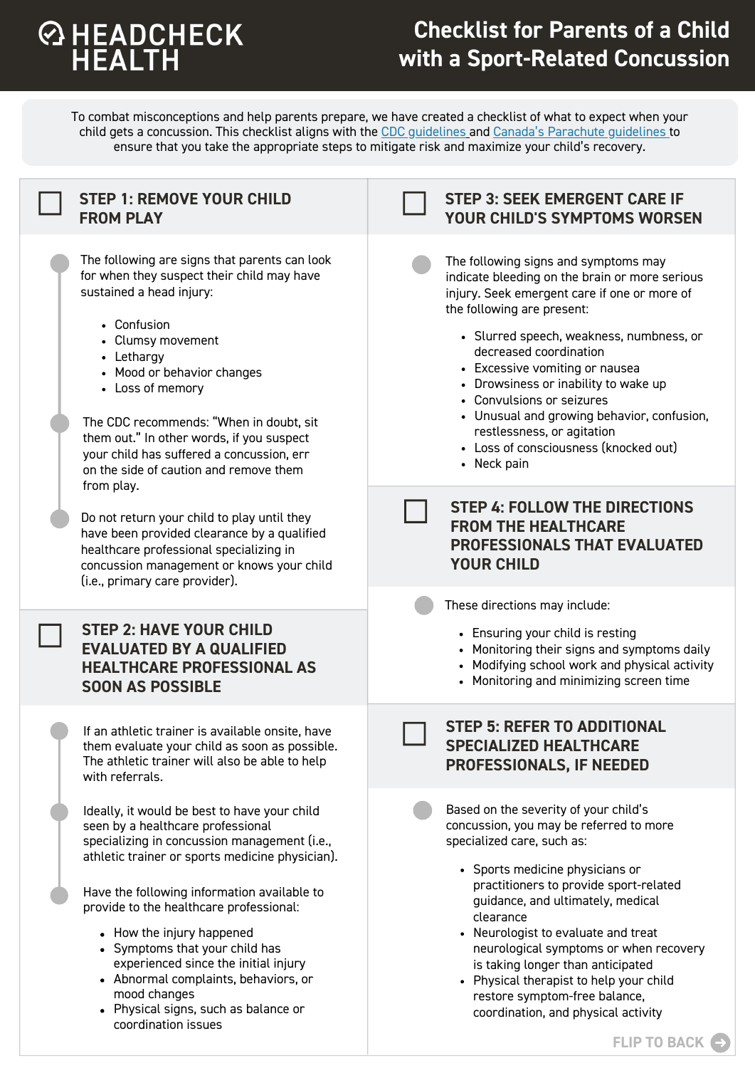# HEADCHECK HEALTH

# Checklist for Parents of a Child with a Sport-Related Concussion

To combat misconceptions and help parents prepare, we have created a checklist of what to expect when your child gets a concussion. This checklist aligns with the CDC guidelines and Canada's Parachute guidelines to ensure that you take the appropriate steps to mitigate risk and maximize your child's recovery.

## STEP 1: REMOVE YOUR CHILD FROM PLAY

The following are signs that parents can look for when they suspect their child may have sustained a head injury:

- Confusion
- Clumsy movement
- Lethargy
- Mood or behavior changes
- Loss of memory

The CDC recommends: "When in doubt, sit them out." In other words, if you suspect your child has suffered a concussion, err on the side of caution and remove them from play.

Do not return your child to play until they have been provided clearance by a qualified healthcare professional specializing in concussion management or knows your child (i.e., primary care provider).

## STEP 2: HAVE YOUR CHILD EVALUATED BY A QUALIFIED HEALTHCARE PROFESSIONAL AS SOON AS POSSIBLE

If an athletic trainer is available onsite, have them evaluate your child as soon as possible. The athletic trainer will also be able to help with referrals.

Ideally, it would be best to have your child seen by a healthcare professional specializing in concussion management (i.e., athletic trainer or sports medicine physician).

Have the following information available to provide to the healthcare professional:

- How the injury happened
- Symptoms that your child has experienced since the initial injury
- Abnormal complaints, behaviors, or mood changes
- Physical signs, such as balance or coordination issues

## STEP 3: SEEK EMERGENT CARE IF YOUR CHILD'S SYMPTOMS WORSEN

The following signs and symptoms may indicate bleeding on the brain or more serious injury. Seek emergent care if one or more of the following are present:

- Slurred speech, weakness, numbness, or decreased coordination
- Excessive vomiting or nausea
- Drowsiness or inability to wake up
- Convulsions or seizures
- Unusual and growing behavior, confusion, restlessness, or agitation
- Loss of consciousness (knocked out)
- Neck pain

## STEP 4: FOLLOW THE DIRECTIONS FROM THE HEALTHCARE PROFESSIONALS THAT EVALUATED YOUR CHILD

These directions may include:

- Ensuring your child is resting
- Monitoring their signs and symptoms daily
- Modifying school work and physical activity
- Monitoring and minimizing screen time

## STEP 5: REFER TO ADDITIONAL SPECIALIZED HEALTHCARE PROFESSIONALS, IF NEEDED

Based on the severity of your child's concussion, you may be referred to more specialized care, such as:

- Sports medicine physicians or practitioners to provide sport-related guidance, and ultimately, medical clearance
- Neurologist to evaluate and treat neurological symptoms or when recovery is taking longer than anticipated
- Physical therapist to help your child restore symptom-free balance, coordination, and physical activity

FLIP TO BACK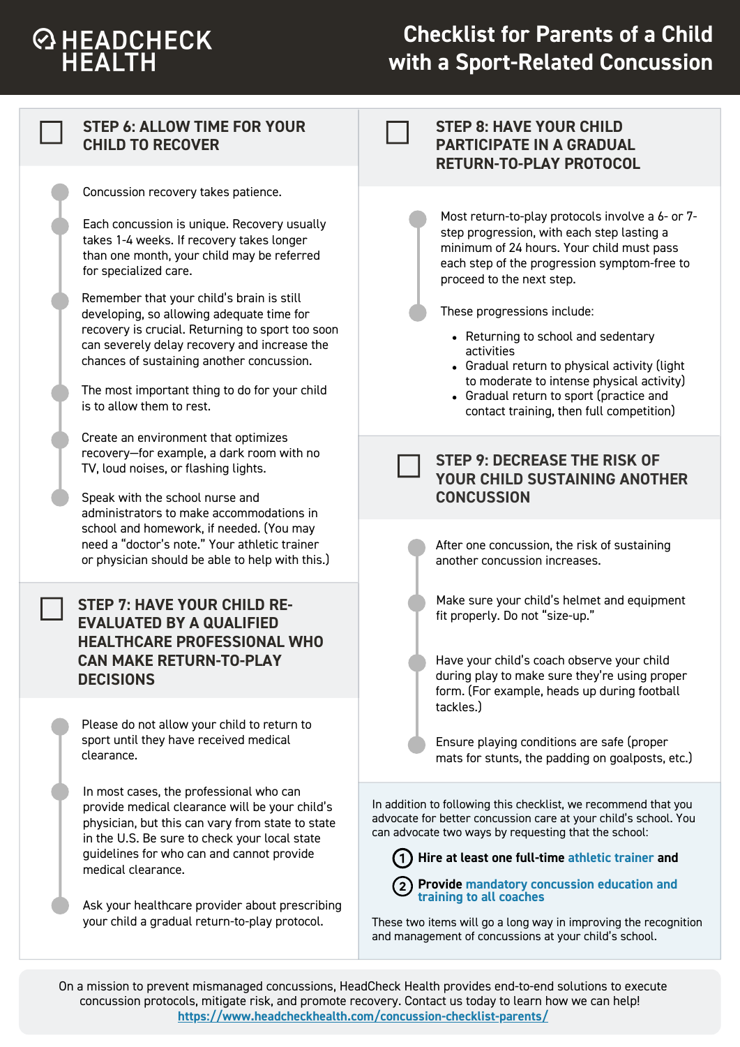# Checklist for Parents of a Child with a Sport-Related Concussion

## STEP 6: ALLOW TIME FOR YOUR CHILD TO RECOVER

- Concussion recovery takes patience.
- Each concussion is unique. Recovery usually takes 1-4 weeks. If recovery takes longer than one month, your child may be referred for specialized care.
- Remember that your child's brain is still developing, so allowing adequate time for recovery is crucial. Returning to sport too soon can severely delay recovery and increase the chances of sustaining another concussion.
- The most important thing to do for your child is to allow them to rest.
- Create an environment that optimizes recovery—for example, a dark room with no TV, loud noises, or flashing lights.
- Speak with the school nurse and administrators to make accommodations in school and homework, if needed. (You may need a "doctor's note." Your athletic trainer or physician should be able to help with this.)

## STEP 7: HAVE YOUR CHILD RE-EVALUATED BY A QUALIFIED HEALTHCARE PROFESSIONAL WHO CAN MAKE RETURN-TO-PLAY DECISIONS

- Please do not allow your child to return to sport until they have received medical clearance.
- In most cases, the professional who can provide medical clearance will be your child's physician, but this can vary from state to state in the U.S. Be sure to check your local state guidelines for who can and cannot provide medical clearance.
- Ask your healthcare provider about prescribing your child a gradual return-to-play protocol.

## STEP 8: HAVE YOUR CHILD PARTICIPATE IN A GRADUAL RETURN-TO-PLAY PROTOCOL

- Most return-to-play protocols involve a 6- or 7-step progression, with each step lasting a minimum of 24 hours. Your child must pass each step of the progression symptom-free to proceed to the next step.
- These progressions include:
  - Returning to school and sedentary activities
  - Gradual return to physical activity (light to moderate to intense physical activity)
  - Gradual return to sport (practice and contact training, then full competition)

## STEP 9: DECREASE THE RISK OF YOUR CHILD SUSTAINING ANOTHER CONCUSSION

- After one concussion, the risk of sustaining another concussion increases.
- Make sure your child's helmet and equipment fit properly. Do not "size-up."
- Have your child's coach observe your child during play to make sure they're using proper form. (For example, heads up during football tackles.)
- Ensure playing conditions are safe (proper mats for stunts, the padding on goalposts, etc.)

In addition to following this checklist, we recommend that you advocate for better concussion care at your child's school. You can advocate two ways by requesting that the school:

1. **Hire at least one full-time athletic trainer and**
2. **Provide mandatory concussion education and training to all coaches**

These two items will go a long way in improving the recognition and management of concussions at your child's school.

On a mission to prevent mismanaged concussions, HeadCheck Health provides end-to-end solutions to execute concussion protocols, mitigate risk, and promote recovery. Contact us today to learn how we can help!
https://www.headcheckhealth.com/concussion-checklist-parents/